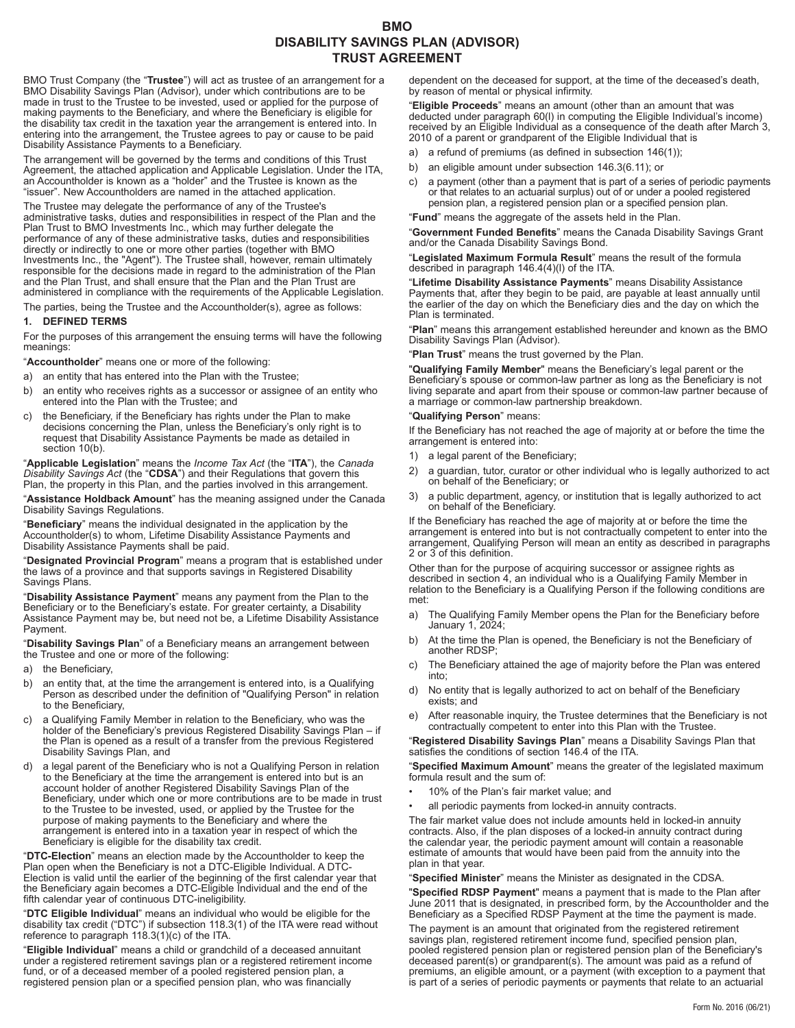# BMO
# DISABILITY SAVINGS PLAN (ADVISOR)
# TRUST AGREEMENT

BMO Trust Company (the "**Trustee**") will act as trustee of an arrangement for a BMO Disability Savings Plan (Advisor), under which contributions are to be made in trust to the Trustee to be invested, used or applied for the purpose of making payments to the Beneficiary, and where the Beneficiary is eligible for the disability tax credit in the taxation year the arrangement is entered into. In entering into the arrangement, the Trustee agrees to pay or cause to be paid Disability Assistance Payments to a Beneficiary.

The arrangement will be governed by the terms and conditions of this Trust Agreement, the attached application and Applicable Legislation. Under the ITA, an Accountholder is known as a "holder" and the Trustee is known as the "issuer". New Accountholders are named in the attached application.

The Trustee may delegate the performance of any of the Trustee's administrative tasks, duties and responsibilities in respect of the Plan and the Plan Trust to BMO Investments Inc., which may further delegate the performance of any of these administrative tasks, duties and responsibilities directly or indirectly to one or more other parties (together with BMO Investments Inc., the "Agent"). The Trustee shall, however, remain ultimately responsible for the decisions made in regard to the administration of the Plan and the Plan Trust, and shall ensure that the Plan and the Plan Trust are administered in compliance with the requirements of the Applicable Legislation.

The parties, being the Trustee and the Accountholder(s), agree as follows:

## 1. DEFINED TERMS

For the purposes of this arrangement the ensuing terms will have the following meanings:

"**Accountholder**" means one or more of the following:

a) an entity that has entered into the Plan with the Trustee;
b) an entity who receives rights as a successor or assignee of an entity who entered into the Plan with the Trustee; and
c) the Beneficiary, if the Beneficiary has rights under the Plan to make decisions concerning the Plan, unless the Beneficiary's only right is to request that Disability Assistance Payments be made as detailed in section 10(b).

"**Applicable Legislation**" means the *Income Tax Act* (the "**ITA**"), the *Canada Disability Savings Act* (the "**CDSA**") and their Regulations that govern this Plan, the property in this Plan, and the parties involved in this arrangement.

"**Assistance Holdback Amount**" has the meaning assigned under the Canada Disability Savings Regulations.

"**Beneficiary**" means the individual designated in the application by the Accountholder(s) to whom, Lifetime Disability Assistance Payments and Disability Assistance Payments shall be paid.

"**Designated Provincial Program**" means a program that is established under the laws of a province and that supports savings in Registered Disability Savings Plans.

"**Disability Assistance Payment**" means any payment from the Plan to the Beneficiary or to the Beneficiary's estate. For greater certainty, a Disability Assistance Payment may be, but need not be, a Lifetime Disability Assistance Payment.

"**Disability Savings Plan**" of a Beneficiary means an arrangement between the Trustee and one or more of the following:

a) the Beneficiary,
b) an entity that, at the time the arrangement is entered into, is a Qualifying Person as described under the definition of "Qualifying Person" in relation to the Beneficiary,
c) a Qualifying Family Member in relation to the Beneficiary, who was the holder of the Beneficiary's previous Registered Disability Savings Plan – if the Plan is opened as a result of a transfer from the previous Registered Disability Savings Plan, and
d) a legal parent of the Beneficiary who is not a Qualifying Person in relation to the Beneficiary at the time the arrangement is entered into but is an account holder of another Registered Disability Savings Plan of the Beneficiary, under which one or more contributions are to be made in trust to the Trustee to be invested, used, or applied by the Trustee for the purpose of making payments to the Beneficiary and where the arrangement is entered into in a taxation year in respect of which the Beneficiary is eligible for the disability tax credit.

"**DTC-Election**" means an election made by the Accountholder to keep the Plan open when the Beneficiary is not a DTC-Eligible Individual. A DTC-Election is valid until the earlier of the beginning of the first calendar year that the Beneficiary again becomes a DTC-Eligible Individual and the end of the fifth calendar year of continuous DTC-ineligibility.

"**DTC Eligible Individual**" means an individual who would be eligible for the disability tax credit ("DTC") if subsection 118.3(1) of the ITA were read without reference to paragraph 118.3(1)(c) of the ITA.

"**Eligible Individual**" means a child or grandchild of a deceased annuitant under a registered retirement savings plan or a registered retirement income fund, or of a deceased member of a pooled registered pension plan, a registered pension plan or a specified pension plan, who was financially dependent on the deceased for support, at the time of the deceased's death, by reason of mental or physical infirmity.

"**Eligible Proceeds**" means an amount (other than an amount that was deducted under paragraph 60(l) in computing the Eligible Individual's income) received by an Eligible Individual as a consequence of the death after March 3, 2010 of a parent or grandparent of the Eligible Individual that is

a) a refund of premiums (as defined in subsection 146(1));
b) an eligible amount under subsection 146.3(6.11); or
c) a payment (other than a payment that is part of a series of periodic payments or that relates to an actuarial surplus) out of or under a pooled registered pension plan, a registered pension plan or a specified pension plan.

"**Fund**" means the aggregate of the assets held in the Plan.

"**Government Funded Benefits**" means the Canada Disability Savings Grant and/or the Canada Disability Savings Bond.

"**Legislated Maximum Formula Result**" means the result of the formula described in paragraph 146.4(4)(l) of the ITA.

"**Lifetime Disability Assistance Payments**" means Disability Assistance Payments that, after they begin to be paid, are payable at least annually until the earlier of the day on which the Beneficiary dies and the day on which the Plan is terminated.

"**Plan**" means this arrangement established hereunder and known as the BMO Disability Savings Plan (Advisor).

"**Plan Trust**" means the trust governed by the Plan.

"**Qualifying Family Member**" means the Beneficiary's legal parent or the Beneficiary's spouse or common-law partner as long as the Beneficiary is not living separate and apart from their spouse or common-law partner because of a marriage or common-law partnership breakdown.

"**Qualifying Person**" means:

If the Beneficiary has not reached the age of majority at or before the time the arrangement is entered into:

1) a legal parent of the Beneficiary;
2) a guardian, tutor, curator or other individual who is legally authorized to act on behalf of the Beneficiary; or
3) a public department, agency, or institution that is legally authorized to act on behalf of the Beneficiary.

If the Beneficiary has reached the age of majority at or before the time the arrangement is entered into but is not contractually competent to enter into the arrangement, Qualifying Person will mean an entity as described in paragraphs 2 or 3 of this definition.

Other than for the purpose of acquiring successor or assignee rights as described in section 4, an individual who is a Qualifying Family Member in relation to the Beneficiary is a Qualifying Person if the following conditions are met:

a) The Qualifying Family Member opens the Plan for the Beneficiary before January 1, 2024;
b) At the time the Plan is opened, the Beneficiary is not the Beneficiary of another RDSP;
c) The Beneficiary attained the age of majority before the Plan was entered into;
d) No entity that is legally authorized to act on behalf of the Beneficiary exists; and
e) After reasonable inquiry, the Trustee determines that the Beneficiary is not contractually competent to enter into this Plan with the Trustee.

"**Registered Disability Savings Plan**" means a Disability Savings Plan that satisfies the conditions of section 146.4 of the ITA.

"**Specified Maximum Amount**" means the greater of the legislated maximum formula result and the sum of:

- 10% of the Plan's fair market value; and
- all periodic payments from locked-in annuity contracts.

The fair market value does not include amounts held in locked-in annuity contracts. Also, if the plan disposes of a locked-in annuity contract during the calendar year, the periodic payment amount will contain a reasonable estimate of amounts that would have been paid from the annuity into the plan in that year.

"**Specified Minister**" means the Minister as designated in the CDSA.

"**Specified RDSP Payment**" means a payment that is made to the Plan after June 2011 that is designated, in prescribed form, by the Accountholder and the Beneficiary as a Specified RDSP Payment at the time the payment is made.

The payment is an amount that originated from the registered retirement savings plan, registered retirement income fund, specified pension plan, pooled registered pension plan or registered pension plan of the Beneficiary's deceased parent(s) or grandparent(s). The amount was paid as a refund of premiums, an eligible amount, or a payment (with exception to a payment that is part of a series of periodic payments or payments that relate to an actuarial

Form No. 2016 (06/21)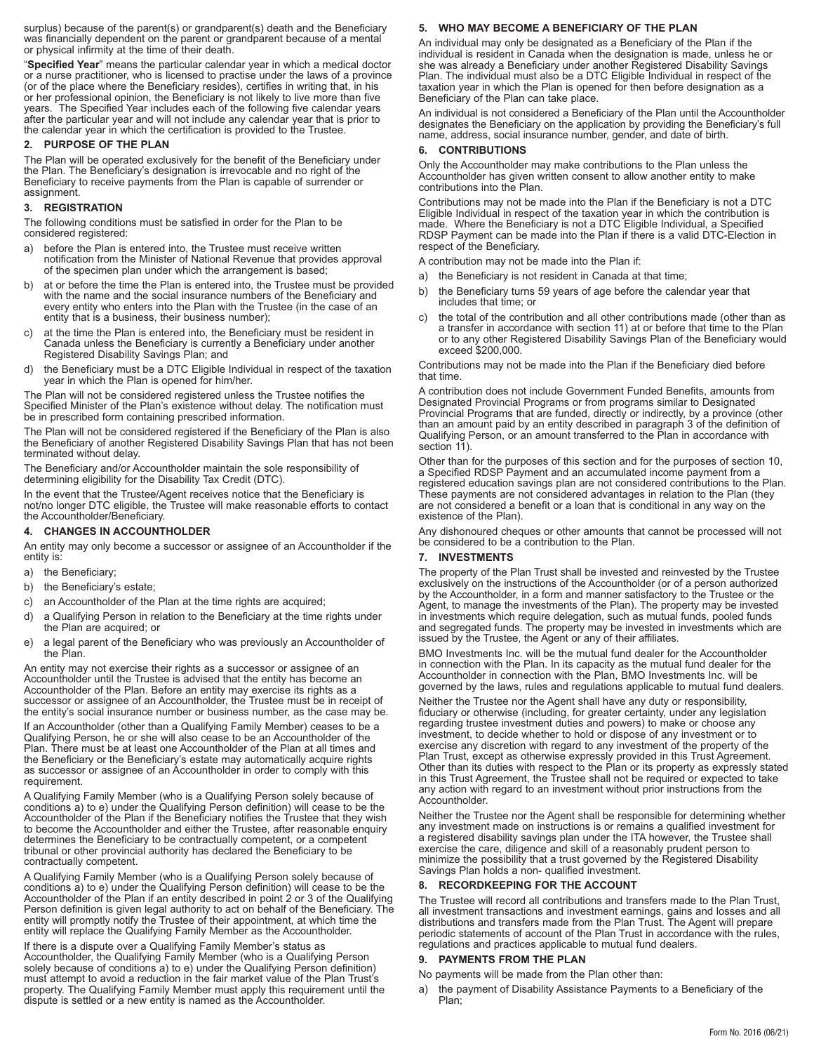surplus) because of the parent(s) or grandparent(s) death and the Beneficiary was financially dependent on the parent or grandparent because of a mental or physical infirmity at the time of their death.

"**Specified Year**" means the particular calendar year in which a medical doctor or a nurse practitioner, who is licensed to practise under the laws of a province (or of the place where the Beneficiary resides), certifies in writing that, in his or her professional opinion, the Beneficiary is not likely to live more than five years. The Specified Year includes each of the following five calendar years after the particular year and will not include any calendar year that is prior to the calendar year in which the certification is provided to the Trustee.

## 2. PURPOSE OF THE PLAN

The Plan will be operated exclusively for the benefit of the Beneficiary under the Plan. The Beneficiary's designation is irrevocable and no right of the Beneficiary to receive payments from the Plan is capable of surrender or assignment.

## 3. REGISTRATION

The following conditions must be satisfied in order for the Plan to be considered registered:

a) before the Plan is entered into, the Trustee must receive written notification from the Minister of National Revenue that provides approval of the specimen plan under which the arrangement is based;
b) at or before the time the Plan is entered into, the Trustee must be provided with the name and the social insurance numbers of the Beneficiary and every entity who enters into the Plan with the Trustee (in the case of an entity that is a business, their business number);
c) at the time the Plan is entered into, the Beneficiary must be resident in Canada unless the Beneficiary is currently a Beneficiary under another Registered Disability Savings Plan; and
d) the Beneficiary must be a DTC Eligible Individual in respect of the taxation year in which the Plan is opened for him/her.

The Plan will not be considered registered unless the Trustee notifies the Specified Minister of the Plan's existence without delay. The notification must be in prescribed form containing prescribed information.

The Plan will not be considered registered if the Beneficiary of the Plan is also the Beneficiary of another Registered Disability Savings Plan that has not been terminated without delay.

The Beneficiary and/or Accountholder maintain the sole responsibility of determining eligibility for the Disability Tax Credit (DTC).

In the event that the Trustee/Agent receives notice that the Beneficiary is not/no longer DTC eligible, the Trustee will make reasonable efforts to contact the Accountholder/Beneficiary.

## 4. CHANGES IN ACCOUNTHOLDER

An entity may only become a successor or assignee of an Accountholder if the entity is:

a) the Beneficiary;
b) the Beneficiary's estate;
c) an Accountholder of the Plan at the time rights are acquired;
d) a Qualifying Person in relation to the Beneficiary at the time rights under the Plan are acquired; or
e) a legal parent of the Beneficiary who was previously an Accountholder of the Plan.

An entity may not exercise their rights as a successor or assignee of an Accountholder until the Trustee is advised that the entity has become an Accountholder of the Plan. Before an entity may exercise its rights as a successor or assignee of an Accountholder, the Trustee must be in receipt of the entity's social insurance number or business number, as the case may be.

If an Accountholder (other than a Qualifying Family Member) ceases to be a Qualifying Person, he or she will also cease to be an Accountholder of the Plan. There must be at least one Accountholder of the Plan at all times and the Beneficiary or the Beneficiary's estate may automatically acquire rights as successor or assignee of an Accountholder in order to comply with this requirement.

A Qualifying Family Member (who is a Qualifying Person solely because of conditions a) to e) under the Qualifying Person definition) will cease to be the Accountholder of the Plan if the Beneficiary notifies the Trustee that they wish to become the Accountholder and either the Trustee, after reasonable enquiry determines the Beneficiary to be contractually competent, or a competent tribunal or other provincial authority has declared the Beneficiary to be contractually competent.

A Qualifying Family Member (who is a Qualifying Person solely because of conditions a) to e) under the Qualifying Person definition) will cease to be the Accountholder of the Plan if an entity described in point 2 or 3 of the Qualifying Person definition is given legal authority to act on behalf of the Beneficiary. The entity will promptly notify the Trustee of their appointment, at which time the entity will replace the Qualifying Family Member as the Accountholder.

If there is a dispute over a Qualifying Family Member's status as Accountholder, the Qualifying Family Member (who is a Qualifying Person solely because of conditions a) to e) under the Qualifying Person definition) must attempt to avoid a reduction in the fair market value of the Plan Trust's property. The Qualifying Family Member must apply this requirement until the dispute is settled or a new entity is named as the Accountholder.

## 5. WHO MAY BECOME A BENEFICIARY OF THE PLAN

An individual may only be designated as a Beneficiary of the Plan if the individual is resident in Canada when the designation is made, unless he or she was already a Beneficiary under another Registered Disability Savings Plan. The individual must also be a DTC Eligible Individual in respect of the taxation year in which the Plan is opened for then before designation as a Beneficiary of the Plan can take place.

An individual is not considered a Beneficiary of the Plan until the Accountholder designates the Beneficiary on the application by providing the Beneficiary's full name, address, social insurance number, gender, and date of birth.

## 6. CONTRIBUTIONS

Only the Accountholder may make contributions to the Plan unless the Accountholder has given written consent to allow another entity to make contributions into the Plan.

Contributions may not be made into the Plan if the Beneficiary is not a DTC Eligible Individual in respect of the taxation year in which the contribution is made. Where the Beneficiary is not a DTC Eligible Individual, a Specified RDSP Payment can be made into the Plan if there is a valid DTC-Election in respect of the Beneficiary.

A contribution may not be made into the Plan if:

a) the Beneficiary is not resident in Canada at that time;
b) the Beneficiary turns 59 years of age before the calendar year that includes that time; or
c) the total of the contribution and all other contributions made (other than as a transfer in accordance with section 11) at or before that time to the Plan or to any other Registered Disability Savings Plan of the Beneficiary would exceed $200,000.

Contributions may not be made into the Plan if the Beneficiary died before that time.

A contribution does not include Government Funded Benefits, amounts from Designated Provincial Programs or from programs similar to Designated Provincial Programs that are funded, directly or indirectly, by a province (other than an amount paid by an entity described in paragraph 3 of the definition of Qualifying Person, or an amount transferred to the Plan in accordance with section 11).

Other than for the purposes of this section and for the purposes of section 10, a Specified RDSP Payment and an accumulated income payment from a registered education savings plan are not considered contributions to the Plan. These payments are not considered advantages in relation to the Plan (they are not considered a benefit or a loan that is conditional in any way on the existence of the Plan).

Any dishonoured cheques or other amounts that cannot be processed will not be considered to be a contribution to the Plan.

## 7. INVESTMENTS

The property of the Plan Trust shall be invested and reinvested by the Trustee exclusively on the instructions of the Accountholder (or of a person authorized by the Accountholder, in a form and manner satisfactory to the Trustee or the Agent, to manage the investments of the Plan). The property may be invested in investments which require delegation, such as mutual funds, pooled funds and segregated funds. The property may be invested in investments which are issued by the Trustee, the Agent or any of their affiliates.

BMO Investments Inc. will be the mutual fund dealer for the Accountholder in connection with the Plan. In its capacity as the mutual fund dealer for the Accountholder in connection with the Plan, BMO Investments Inc. will be governed by the laws, rules and regulations applicable to mutual fund dealers.

Neither the Trustee nor the Agent shall have any duty or responsibility, fiduciary or otherwise (including, for greater certainty, under any legislation regarding trustee investment duties and powers) to make or choose any investment, to decide whether to hold or dispose of any investment or to exercise any discretion with regard to any investment of the property of the Plan Trust, except as otherwise expressly provided in this Trust Agreement. Other than its duties with respect to the Plan or its property as expressly stated in this Trust Agreement, the Trustee shall not be required or expected to take any action with regard to an investment without prior instructions from the Accountholder.

Neither the Trustee nor the Agent shall be responsible for determining whether any investment made on instructions is or remains a qualified investment for a registered disability savings plan under the ITA however, the Trustee shall exercise the care, diligence and skill of a reasonably prudent person to minimize the possibility that a trust governed by the Registered Disability Savings Plan holds a non- qualified investment.

## 8. RECORDKEEPING FOR THE ACCOUNT

The Trustee will record all contributions and transfers made to the Plan Trust, all investment transactions and investment earnings, gains and losses and all distributions and transfers made from the Plan Trust. The Agent will prepare periodic statements of account of the Plan Trust in accordance with the rules, regulations and practices applicable to mutual fund dealers.

## 9. PAYMENTS FROM THE PLAN

No payments will be made from the Plan other than:

a) the payment of Disability Assistance Payments to a Beneficiary of the Plan;

Form No. 2016 (06/21)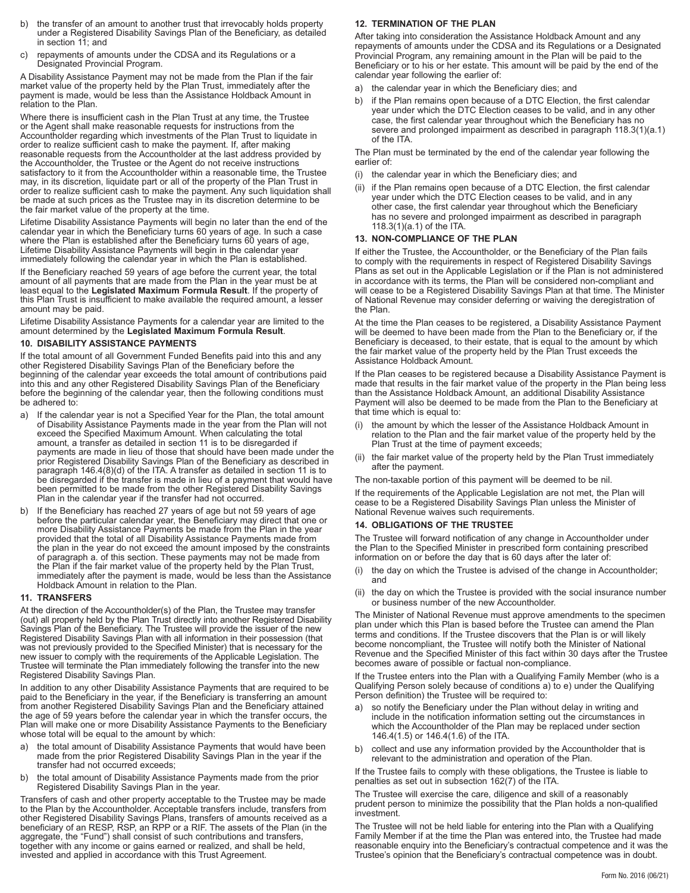b) the transfer of an amount to another trust that irrevocably holds property under a Registered Disability Savings Plan of the Beneficiary, as detailed in section 11; and

c) repayments of amounts under the CDSA and its Regulations or a Designated Provincial Program.

A Disability Assistance Payment may not be made from the Plan if the fair market value of the property held by the Plan Trust, immediately after the payment is made, would be less than the Assistance Holdback Amount in relation to the Plan.

Where there is insufficient cash in the Plan Trust at any time, the Trustee or the Agent shall make reasonable requests for instructions from the Accountholder regarding which investments of the Plan Trust to liquidate in order to realize sufficient cash to make the payment. If, after making reasonable requests from the Accountholder at the last address provided by the Accountholder, the Trustee or the Agent do not receive instructions satisfactory to it from the Accountholder within a reasonable time, the Trustee may, in its discretion, liquidate part or all of the property of the Plan Trust in order to realize sufficient cash to make the payment. Any such liquidation shall be made at such prices as the Trustee may in its discretion determine to be the fair market value of the property at the time.

Lifetime Disability Assistance Payments will begin no later than the end of the calendar year in which the Beneficiary turns 60 years of age. In such a case where the Plan is established after the Beneficiary turns 60 years of age, Lifetime Disability Assistance Payments will begin in the calendar year immediately following the calendar year in which the Plan is established.

If the Beneficiary reached 59 years of age before the current year, the total amount of all payments that are made from the Plan in the year must be at least equal to the **Legislated Maximum Formula Result**. If the property of this Plan Trust is insufficient to make available the required amount, a lesser amount may be paid.

Lifetime Disability Assistance Payments for a calendar year are limited to the amount determined by the **Legislated Maximum Formula Result**.

## 10. DISABILITY ASSISTANCE PAYMENTS

If the total amount of all Government Funded Benefits paid into this and any other Registered Disability Savings Plan of the Beneficiary before the beginning of the calendar year exceeds the total amount of contributions paid into this and any other Registered Disability Savings Plan of the Beneficiary before the beginning of the calendar year, then the following conditions must be adhered to:

a) If the calendar year is not a Specified Year for the Plan, the total amount of Disability Assistance Payments made in the year from the Plan will not exceed the Specified Maximum Amount. When calculating the total amount, a transfer as detailed in section 11 is to be disregarded if payments are made in lieu of those that should have been made under the prior Registered Disability Savings Plan of the Beneficiary as described in paragraph 146.4(8)(d) of the ITA. A transfer as detailed in section 11 is to be disregarded if the transfer is made in lieu of a payment that would have been permitted to be made from the other Registered Disability Savings Plan in the calendar year if the transfer had not occurred.

b) If the Beneficiary has reached 27 years of age but not 59 years of age before the particular calendar year, the Beneficiary may direct that one or more Disability Assistance Payments be made from the Plan in the year provided that the total of all Disability Assistance Payments made from the plan in the year do not exceed the amount imposed by the constraints of paragraph a. of this section. These payments may not be made from the Plan if the fair market value of the property held by the Plan Trust, immediately after the payment is made, would be less than the Assistance Holdback Amount in relation to the Plan.

## 11. TRANSFERS

At the direction of the Accountholder(s) of the Plan, the Trustee may transfer (out) all property held by the Plan Trust directly into another Registered Disability Savings Plan of the Beneficiary. The Trustee will provide the issuer of the new Registered Disability Savings Plan with all information in their possession (that was not previously provided to the Specified Minister) that is necessary for the new issuer to comply with the requirements of the Applicable Legislation. The Trustee will terminate the Plan immediately following the transfer into the new Registered Disability Savings Plan.

In addition to any other Disability Assistance Payments that are required to be paid to the Beneficiary in the year, if the Beneficiary is transferring an amount from another Registered Disability Savings Plan and the Beneficiary attained the age of 59 years before the calendar year in which the transfer occurs, the Plan will make one or more Disability Assistance Payments to the Beneficiary whose total will be equal to the amount by which:

a) the total amount of Disability Assistance Payments that would have been made from the prior Registered Disability Savings Plan in the year if the transfer had not occurred exceeds;

b) the total amount of Disability Assistance Payments made from the prior Registered Disability Savings Plan in the year.

Transfers of cash and other property acceptable to the Trustee may be made to the Plan by the Accountholder. Acceptable transfers include, transfers from other Registered Disability Savings Plans, transfers of amounts received as a beneficiary of an RESP, RSP, an RPP or a RIF. The assets of the Plan (in the aggregate, the "Fund") shall consist of such contributions and transfers, together with any income or gains earned or realized, and shall be held, invested and applied in accordance with this Trust Agreement.

## 12. TERMINATION OF THE PLAN

After taking into consideration the Assistance Holdback Amount and any repayments of amounts under the CDSA and its Regulations or a Designated Provincial Program, any remaining amount in the Plan will be paid to the Beneficiary or to his or her estate. This amount will be paid by the end of the calendar year following the earlier of:

a) the calendar year in which the Beneficiary dies; and

b) if the Plan remains open because of a DTC Election, the first calendar year under which the DTC Election ceases to be valid, and in any other case, the first calendar year throughout which the Beneficiary has no severe and prolonged impairment as described in paragraph 118.3(1)(a.1) of the ITA.

The Plan must be terminated by the end of the calendar year following the earlier of:

(i) the calendar year in which the Beneficiary dies; and

(ii) if the Plan remains open because of a DTC Election, the first calendar year under which the DTC Election ceases to be valid, and in any other case, the first calendar year throughout which the Beneficiary has no severe and prolonged impairment as described in paragraph 118.3(1)(a.1) of the ITA.

## 13. NON-COMPLIANCE OF THE PLAN

If either the Trustee, the Accountholder, or the Beneficiary of the Plan fails to comply with the requirements in respect of Registered Disability Savings Plans as set out in the Applicable Legislation or if the Plan is not administered in accordance with its terms, the Plan will be considered non-compliant and will cease to be a Registered Disability Savings Plan at that time. The Minister of National Revenue may consider deferring or waiving the deregistration of the Plan.

At the time the Plan ceases to be registered, a Disability Assistance Payment will be deemed to have been made from the Plan to the Beneficiary or, if the Beneficiary is deceased, to their estate, that is equal to the amount by which the fair market value of the property held by the Plan Trust exceeds the Assistance Holdback Amount.

If the Plan ceases to be registered because a Disability Assistance Payment is made that results in the fair market value of the property in the Plan being less than the Assistance Holdback Amount, an additional Disability Assistance Payment will also be deemed to be made from the Plan to the Beneficiary at that time which is equal to:

(i) the amount by which the lesser of the Assistance Holdback Amount in relation to the Plan and the fair market value of the property held by the Plan Trust at the time of payment exceeds;

(ii) the fair market value of the property held by the Plan Trust immediately after the payment.

The non-taxable portion of this payment will be deemed to be nil.

If the requirements of the Applicable Legislation are not met, the Plan will cease to be a Registered Disability Savings Plan unless the Minister of National Revenue waives such requirements.

## 14. OBLIGATIONS OF THE TRUSTEE

The Trustee will forward notification of any change in Accountholder under the Plan to the Specified Minister in prescribed form containing prescribed information on or before the day that is 60 days after the later of:

(i) the day on which the Trustee is advised of the change in Accountholder; and

(ii) the day on which the Trustee is provided with the social insurance number or business number of the new Accountholder.

The Minister of National Revenue must approve amendments to the specimen plan under which this Plan is based before the Trustee can amend the Plan terms and conditions. If the Trustee discovers that the Plan is or will likely become noncompliant, the Trustee will notify both the Minister of National Revenue and the Specified Minister of this fact within 30 days after the Trustee becomes aware of possible or factual non-compliance.

If the Trustee enters into the Plan with a Qualifying Family Member (who is a Qualifying Person solely because of conditions a) to e) under the Qualifying Person definition) the Trustee will be required to:

a) so notify the Beneficiary under the Plan without delay in writing and include in the notification information setting out the circumstances in which the Accountholder of the Plan may be replaced under section 146.4(1.5) or 146.4(1.6) of the ITA.

b) collect and use any information provided by the Accountholder that is relevant to the administration and operation of the Plan.

If the Trustee fails to comply with these obligations, the Trustee is liable to penalties as set out in subsection 162(7) of the ITA.

The Trustee will exercise the care, diligence and skill of a reasonably prudent person to minimize the possibility that the Plan holds a non-qualified investment.

The Trustee will not be held liable for entering into the Plan with a Qualifying Family Member if at the time the Plan was entered into, the Trustee had made reasonable enquiry into the Beneficiary's contractual competence and it was the Trustee's opinion that the Beneficiary's contractual competence was in doubt.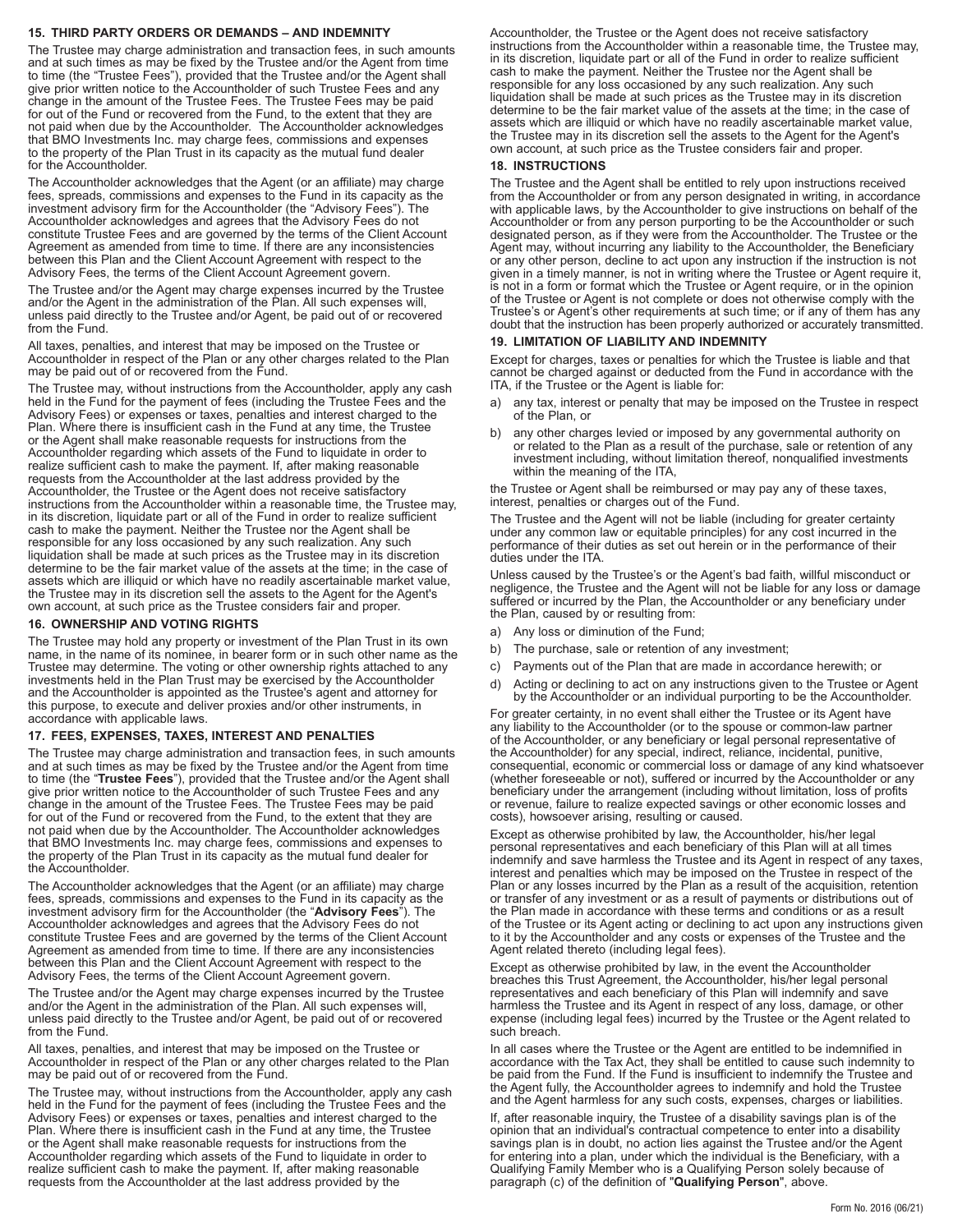## 15. THIRD PARTY ORDERS OR DEMANDS – AND INDEMNITY

The Trustee may charge administration and transaction fees, in such amounts and at such times as may be fixed by the Trustee and/or the Agent from time to time (the "Trustee Fees"), provided that the Trustee and/or the Agent shall give prior written notice to the Accountholder of such Trustee Fees and any change in the amount of the Trustee Fees. The Trustee Fees may be paid for out of the Fund or recovered from the Fund, to the extent that they are not paid when due by the Accountholder. The Accountholder acknowledges that BMO Investments Inc. may charge fees, commissions and expenses to the property of the Plan Trust in its capacity as the mutual fund dealer for the Accountholder.

The Accountholder acknowledges that the Agent (or an affiliate) may charge fees, spreads, commissions and expenses to the Fund in its capacity as the investment advisory firm for the Accountholder (the "Advisory Fees"). The Accountholder acknowledges and agrees that the Advisory Fees do not constitute Trustee Fees and are governed by the terms of the Client Account Agreement as amended from time to time. If there are any inconsistencies between this Plan and the Client Account Agreement with respect to the Advisory Fees, the terms of the Client Account Agreement govern.

The Trustee and/or the Agent may charge expenses incurred by the Trustee and/or the Agent in the administration of the Plan. All such expenses will, unless paid directly to the Trustee and/or Agent, be paid out of or recovered from the Fund.

All taxes, penalties, and interest that may be imposed on the Trustee or Accountholder in respect of the Plan or any other charges related to the Plan may be paid out of or recovered from the Fund.

The Trustee may, without instructions from the Accountholder, apply any cash held in the Fund for the payment of fees (including the Trustee Fees and the Advisory Fees) or expenses or taxes, penalties and interest charged to the Plan. Where there is insufficient cash in the Fund at any time, the Trustee or the Agent shall make reasonable requests for instructions from the Accountholder regarding which assets of the Fund to liquidate in order to realize sufficient cash to make the payment. If, after making reasonable requests from the Accountholder at the last address provided by the Accountholder, the Trustee or the Agent does not receive satisfactory instructions from the Accountholder within a reasonable time, the Trustee may, in its discretion, liquidate part or all of the Fund in order to realize sufficient cash to make the payment. Neither the Trustee nor the Agent shall be responsible for any loss occasioned by any such realization. Any such liquidation shall be made at such prices as the Trustee may in its discretion determine to be the fair market value of the assets at the time; in the case of assets which are illiquid or which have no readily ascertainable market value, the Trustee may in its discretion sell the assets to the Agent for the Agent's own account, at such price as the Trustee considers fair and proper.

## 16. OWNERSHIP AND VOTING RIGHTS

The Trustee may hold any property or investment of the Plan Trust in its own name, in the name of its nominee, in bearer form or in such other name as the Trustee may determine. The voting or other ownership rights attached to any investments held in the Plan Trust may be exercised by the Accountholder and the Accountholder is appointed as the Trustee's agent and attorney for this purpose, to execute and deliver proxies and/or other instruments, in accordance with applicable laws.

## 17. FEES, EXPENSES, TAXES, INTEREST AND PENALTIES

The Trustee may charge administration and transaction fees, in such amounts and at such times as may be fixed by the Trustee and/or the Agent from time to time (the "**Trustee Fees**"), provided that the Trustee and/or the Agent shall give prior written notice to the Accountholder of such Trustee Fees and any change in the amount of the Trustee Fees. The Trustee Fees may be paid for out of the Fund or recovered from the Fund, to the extent that they are not paid when due by the Accountholder. The Accountholder acknowledges that BMO Investments Inc. may charge fees, commissions and expenses to the property of the Plan Trust in its capacity as the mutual fund dealer for the Accountholder.

The Accountholder acknowledges that the Agent (or an affiliate) may charge fees, spreads, commissions and expenses to the Fund in its capacity as the investment advisory firm for the Accountholder (the "**Advisory Fees**"). The Accountholder acknowledges and agrees that the Advisory Fees do not constitute Trustee Fees and are governed by the terms of the Client Account Agreement as amended from time to time. If there are any inconsistencies between this Plan and the Client Account Agreement with respect to the Advisory Fees, the terms of the Client Account Agreement govern.

The Trustee and/or the Agent may charge expenses incurred by the Trustee and/or the Agent in the administration of the Plan. All such expenses will, unless paid directly to the Trustee and/or Agent, be paid out of or recovered from the Fund.

All taxes, penalties, and interest that may be imposed on the Trustee or Accountholder in respect of the Plan or any other charges related to the Plan may be paid out of or recovered from the Fund.

The Trustee may, without instructions from the Accountholder, apply any cash held in the Fund for the payment of fees (including the Trustee Fees and the Advisory Fees) or expenses or taxes, penalties and interest charged to the Plan. Where there is insufficient cash in the Fund at any time, the Trustee or the Agent shall make reasonable requests for instructions from the Accountholder regarding which assets of the Fund to liquidate in order to realize sufficient cash to make the payment. If, after making reasonable requests from the Accountholder at the last address provided by the Accountholder, the Trustee or the Agent does not receive satisfactory instructions from the Accountholder within a reasonable time, the Trustee may, in its discretion, liquidate part or all of the Fund in order to realize sufficient cash to make the payment. Neither the Trustee nor the Agent shall be responsible for any loss occasioned by any such realization. Any such liquidation shall be made at such prices as the Trustee may in its discretion determine to be the fair market value of the assets at the time; in the case of assets which are illiquid or which have no readily ascertainable market value, the Trustee may in its discretion sell the assets to the Agent for the Agent's own account, at such price as the Trustee considers fair and proper.

## 18. INSTRUCTIONS

The Trustee and the Agent shall be entitled to rely upon instructions received from the Accountholder or from any person designated in writing, in accordance with applicable laws, by the Accountholder to give instructions on behalf of the Accountholder or from any person purporting to be the Accountholder or such designated person, as if they were from the Accountholder. The Trustee or the Agent may, without incurring any liability to the Accountholder, the Beneficiary or any other person, decline to act upon any instruction if the instruction is not given in a timely manner, is not in writing where the Trustee or Agent require it, is not in a form or format which the Trustee or Agent require, or in the opinion of the Trustee or Agent is not complete or does not otherwise comply with the Trustee's or Agent's other requirements at such time; or if any of them has any doubt that the instruction has been properly authorized or accurately transmitted.

## 19. LIMITATION OF LIABILITY AND INDEMNITY

Except for charges, taxes or penalties for which the Trustee is liable and that cannot be charged against or deducted from the Fund in accordance with the ITA, if the Trustee or the Agent is liable for:

a) any tax, interest or penalty that may be imposed on the Trustee in respect of the Plan, or
b) any other charges levied or imposed by any governmental authority on or related to the Plan as a result of the purchase, sale or retention of any investment including, without limitation thereof, nonqualified investments within the meaning of the ITA,

the Trustee or Agent shall be reimbursed or may pay any of these taxes, interest, penalties or charges out of the Fund.

The Trustee and the Agent will not be liable (including for greater certainty under any common law or equitable principles) for any cost incurred in the performance of their duties as set out herein or in the performance of their duties under the ITA.

Unless caused by the Trustee's or the Agent's bad faith, willful misconduct or negligence, the Trustee and the Agent will not be liable for any loss or damage suffered or incurred by the Plan, the Accountholder or any beneficiary under the Plan, caused by or resulting from:

a) Any loss or diminution of the Fund;
b) The purchase, sale or retention of any investment;
c) Payments out of the Plan that are made in accordance herewith; or
d) Acting or declining to act on any instructions given to the Trustee or Agent by the Accountholder or an individual purporting to be the Accountholder.

For greater certainty, in no event shall either the Trustee or its Agent have any liability to the Accountholder (or to the spouse or common-law partner of the Accountholder, or any beneficiary or legal personal representative of the Accountholder) for any special, indirect, reliance, incidental, punitive, consequential, economic or commercial loss or damage of any kind whatsoever (whether foreseeable or not), suffered or incurred by the Accountholder or any beneficiary under the arrangement (including without limitation, loss of profits or revenue, failure to realize expected savings or other economic losses and costs), howsoever arising, resulting or caused.

Except as otherwise prohibited by law, the Accountholder, his/her legal personal representatives and each beneficiary of this Plan will at all times indemnify and save harmless the Trustee and its Agent in respect of any taxes, interest and penalties which may be imposed on the Trustee in respect of the Plan or any losses incurred by the Plan as a result of the acquisition, retention or transfer of any investment or as a result of payments or distributions out of the Plan made in accordance with these terms and conditions or as a result of the Trustee or its Agent acting or declining to act upon any instructions given to it by the Accountholder and any costs or expenses of the Trustee and the Agent related thereto (including legal fees).

Except as otherwise prohibited by law, in the event the Accountholder breaches this Trust Agreement, the Accountholder, his/her legal personal representatives and each beneficiary of this Plan will indemnify and save harmless the Trustee and its Agent in respect of any loss, damage, or other expense (including legal fees) incurred by the Trustee or the Agent related to such breach.

In all cases where the Trustee or the Agent are entitled to be indemnified in accordance with the Tax Act, they shall be entitled to cause such indemnity to be paid from the Fund. If the Fund is insufficient to indemnify the Trustee and the Agent fully, the Accountholder agrees to indemnify and hold the Trustee and the Agent harmless for any such costs, expenses, charges or liabilities.

If, after reasonable inquiry, the Trustee of a disability savings plan is of the opinion that an individual's contractual competence to enter into a disability savings plan is in doubt, no action lies against the Trustee and/or the Agent for entering into a plan, under which the individual is the Beneficiary, with a Qualifying Family Member who is a Qualifying Person solely because of paragraph (c) of the definition of "**Qualifying Person**", above.

Form No. 2016 (06/21)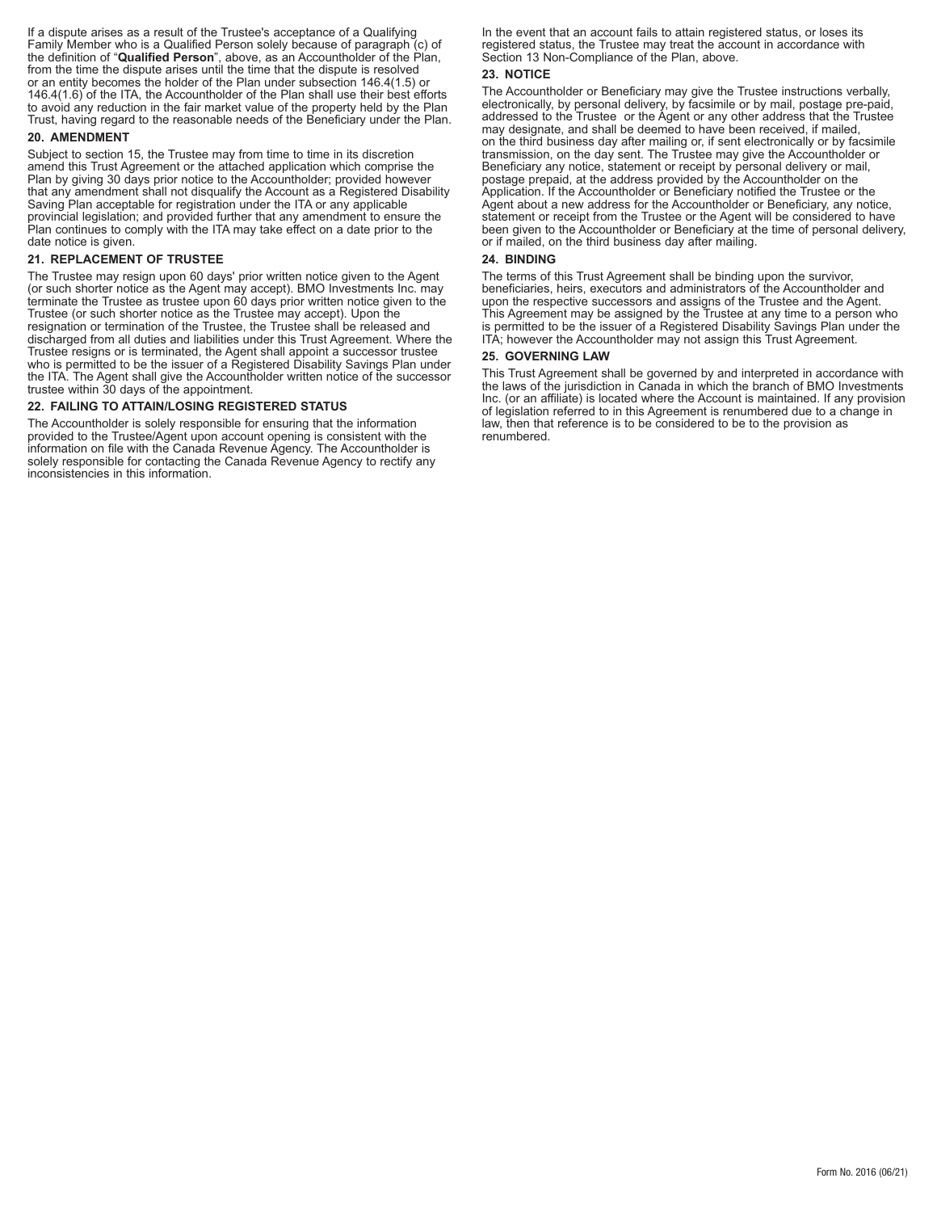If a dispute arises as a result of the Trustee's acceptance of a Qualifying Family Member who is a Qualified Person solely because of paragraph (c) of the definition of "**Qualified Person**", above, as an Accountholder of the Plan, from the time the dispute arises until the time that the dispute is resolved or an entity becomes the holder of the Plan under subsection 146.4(1.5) or 146.4(1.6) of the ITA, the Accountholder of the Plan shall use their best efforts to avoid any reduction in the fair market value of the property held by the Plan Trust, having regard to the reasonable needs of the Beneficiary under the Plan.

### 20. AMENDMENT

Subject to section 15, the Trustee may from time to time in its discretion amend this Trust Agreement or the attached application which comprise the Plan by giving 30 days prior notice to the Accountholder; provided however that any amendment shall not disqualify the Account as a Registered Disability Saving Plan acceptable for registration under the ITA or any applicable provincial legislation; and provided further that any amendment to ensure the Plan continues to comply with the ITA may take effect on a date prior to the date notice is given.

### 21. REPLACEMENT OF TRUSTEE

The Trustee may resign upon 60 days' prior written notice given to the Agent (or such shorter notice as the Agent may accept). BMO Investments Inc. may terminate the Trustee as trustee upon 60 days prior written notice given to the Trustee (or such shorter notice as the Trustee may accept). Upon the resignation or termination of the Trustee, the Trustee shall be released and discharged from all duties and liabilities under this Trust Agreement. Where the Trustee resigns or is terminated, the Agent shall appoint a successor trustee who is permitted to be the issuer of a Registered Disability Savings Plan under the ITA. The Agent shall give the Accountholder written notice of the successor trustee within 30 days of the appointment.

### 22. FAILING TO ATTAIN/LOSING REGISTERED STATUS

The Accountholder is solely responsible for ensuring that the information provided to the Trustee/Agent upon account opening is consistent with the information on file with the Canada Revenue Agency. The Accountholder is solely responsible for contacting the Canada Revenue Agency to rectify any inconsistencies in this information.

In the event that an account fails to attain registered status, or loses its registered status, the Trustee may treat the account in accordance with Section 13 Non-Compliance of the Plan, above.

### 23. NOTICE

The Accountholder or Beneficiary may give the Trustee instructions verbally, electronically, by personal delivery, by facsimile or by mail, postage pre-paid, addressed to the Trustee or the Agent or any other address that the Trustee may designate, and shall be deemed to have been received, if mailed, on the third business day after mailing or, if sent electronically or by facsimile transmission, on the day sent. The Trustee may give the Accountholder or Beneficiary any notice, statement or receipt by personal delivery or mail, postage prepaid, at the address provided by the Accountholder on the Application. If the Accountholder or Beneficiary notified the Trustee or the Agent about a new address for the Accountholder or Beneficiary, any notice, statement or receipt from the Trustee or the Agent will be considered to have been given to the Accountholder or Beneficiary at the time of personal delivery, or if mailed, on the third business day after mailing.

### 24. BINDING

The terms of this Trust Agreement shall be binding upon the survivor, beneficiaries, heirs, executors and administrators of the Accountholder and upon the respective successors and assigns of the Trustee and the Agent. This Agreement may be assigned by the Trustee at any time to a person who is permitted to be the issuer of a Registered Disability Savings Plan under the ITA; however the Accountholder may not assign this Trust Agreement.

### 25. GOVERNING LAW

This Trust Agreement shall be governed by and interpreted in accordance with the laws of the jurisdiction in Canada in which the branch of BMO Investments Inc. (or an affiliate) is located where the Account is maintained. If any provision of legislation referred to in this Agreement is renumbered due to a change in law, then that reference is to be considered to be to the provision as renumbered.

Form No. 2016 (06/21)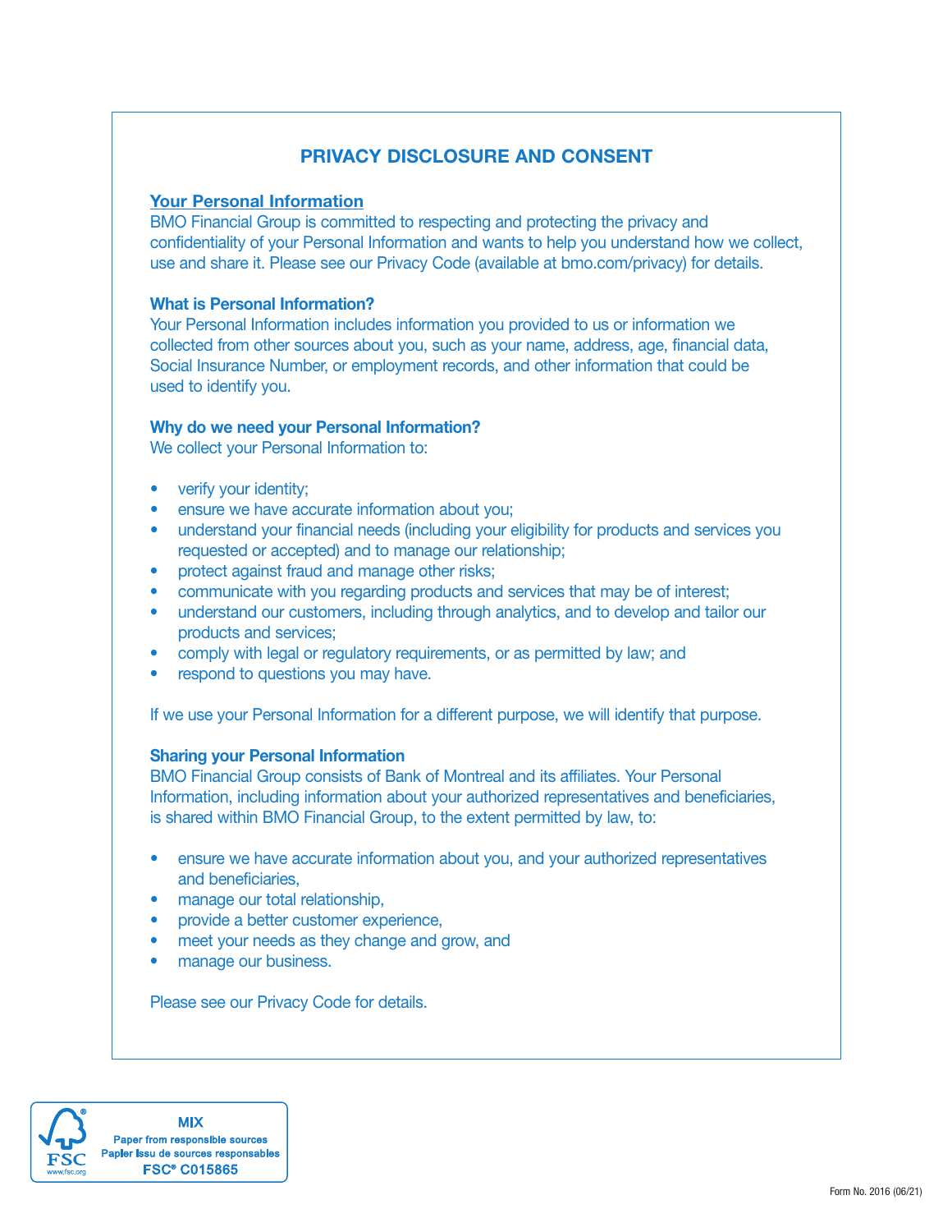# PRIVACY DISCLOSURE AND CONSENT

## Your Personal Information

BMO Financial Group is committed to respecting and protecting the privacy and confidentiality of your Personal Information and wants to help you understand how we collect, use and share it. Please see our Privacy Code (available at bmo.com/privacy) for details.

### What is Personal Information?

Your Personal Information includes information you provided to us or information we collected from other sources about you, such as your name, address, age, financial data, Social Insurance Number, or employment records, and other information that could be used to identify you.

### Why do we need your Personal Information?

We collect your Personal Information to:

- verify your identity;
- ensure we have accurate information about you;
- understand your financial needs (including your eligibility for products and services you requested or accepted) and to manage our relationship;
- protect against fraud and manage other risks;
- communicate with you regarding products and services that may be of interest;
- understand our customers, including through analytics, and to develop and tailor our products and services;
- comply with legal or regulatory requirements, or as permitted by law; and
- respond to questions you may have.

If we use your Personal Information for a different purpose, we will identify that purpose.

### Sharing your Personal Information

BMO Financial Group consists of Bank of Montreal and its affiliates. Your Personal Information, including information about your authorized representatives and beneficiaries, is shared within BMO Financial Group, to the extent permitted by law, to:

- ensure we have accurate information about you, and your authorized representatives and beneficiaries,
- manage our total relationship,
- provide a better customer experience,
- meet your needs as they change and grow, and
- manage our business.

Please see our Privacy Code for details.

MIX
Paper from responsible sources
Papier issu de sources responsables
FSC® C015865

Form No. 2016 (06/21)